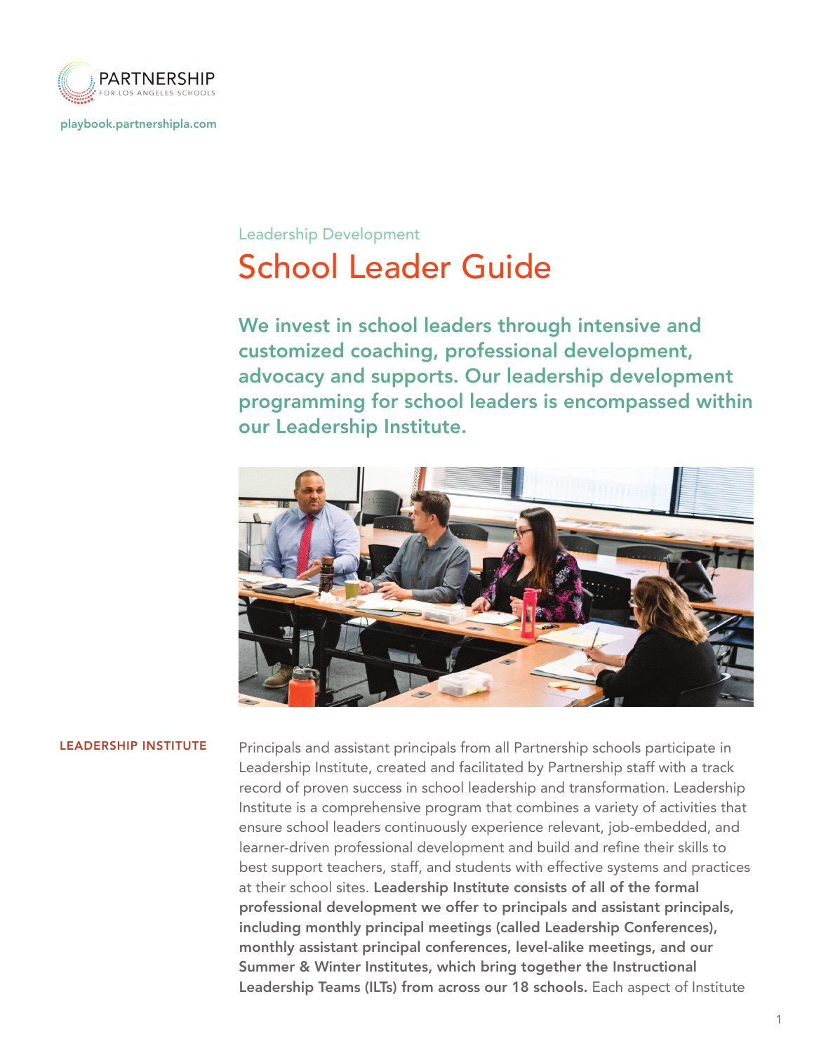PARTNERSHIP
FOR LOS ANGELES SCHOOLS

playbook.partnershipla.com

Leadership Development

# School Leader Guide

## We invest in school leaders through intensive and customized coaching, professional development, advocacy and supports. Our leadership development programming for school leaders is encompassed within our Leadership Institute.

### LEADERSHIP INSTITUTE

Principals and assistant principals from all Partnership schools participate in Leadership Institute, created and facilitated by Partnership staff with a track record of proven success in school leadership and transformation. Leadership Institute is a comprehensive program that combines a variety of activities that ensure school leaders continuously experience relevant, job-embedded, and learner-driven professional development and build and refine their skills to best support teachers, staff, and students with effective systems and practices at their school sites. **Leadership Institute consists of all of the formal professional development we offer to principals and assistant principals, including monthly principal meetings (called Leadership Conferences), monthly assistant principal conferences, level-alike meetings, and our Summer & Winter Institutes, which bring together the Instructional Leadership Teams (ILTs) from across our 18 schools.** Each aspect of Institute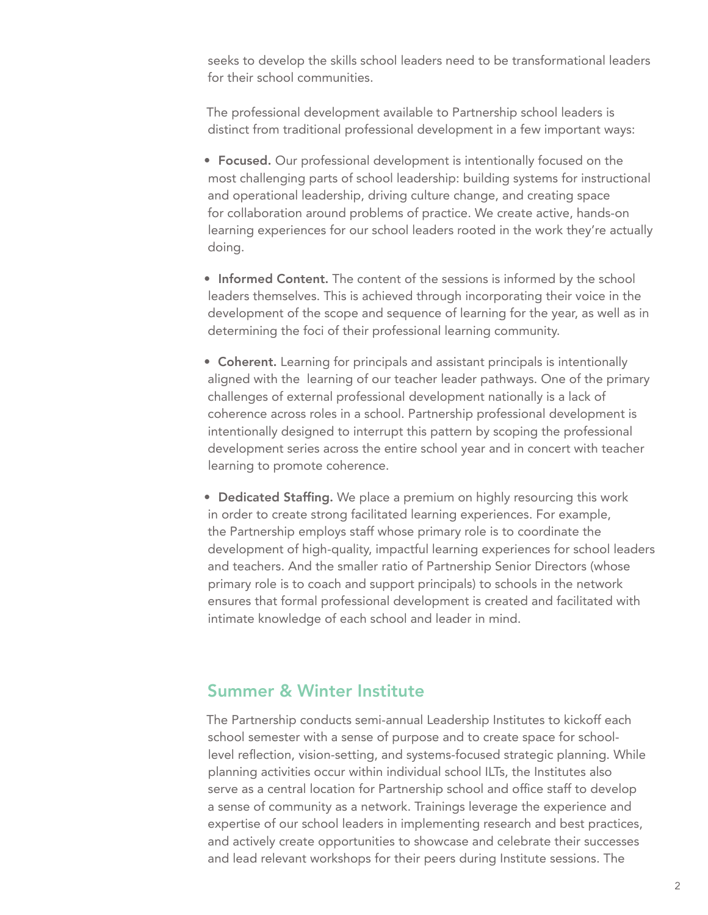seeks to develop the skills school leaders need to be transformational leaders for their school communities.

The professional development available to Partnership school leaders is distinct from traditional professional development in a few important ways:

- **Focused.** Our professional development is intentionally focused on the most challenging parts of school leadership: building systems for instructional and operational leadership, driving culture change, and creating space for collaboration around problems of practice. We create active, hands-on learning experiences for our school leaders rooted in the work they're actually doing.

- **Informed Content.** The content of the sessions is informed by the school leaders themselves. This is achieved through incorporating their voice in the development of the scope and sequence of learning for the year, as well as in determining the foci of their professional learning community.

- **Coherent.** Learning for principals and assistant principals is intentionally aligned with the learning of our teacher leader pathways. One of the primary challenges of external professional development nationally is a lack of coherence across roles in a school. Partnership professional development is intentionally designed to interrupt this pattern by scoping the professional development series across the entire school year and in concert with teacher learning to promote coherence.

- **Dedicated Staffing.** We place a premium on highly resourcing this work in order to create strong facilitated learning experiences. For example, the Partnership employs staff whose primary role is to coordinate the development of high-quality, impactful learning experiences for school leaders and teachers. And the smaller ratio of Partnership Senior Directors (whose primary role is to coach and support principals) to schools in the network ensures that formal professional development is created and facilitated with intimate knowledge of each school and leader in mind.

## Summer & Winter Institute

The Partnership conducts semi-annual Leadership Institutes to kickoff each school semester with a sense of purpose and to create space for school-level reflection, vision-setting, and systems-focused strategic planning. While planning activities occur within individual school ILTs, the Institutes also serve as a central location for Partnership school and office staff to develop a sense of community as a network. Trainings leverage the experience and expertise of our school leaders in implementing research and best practices, and actively create opportunities to showcase and celebrate their successes and lead relevant workshops for their peers during Institute sessions. The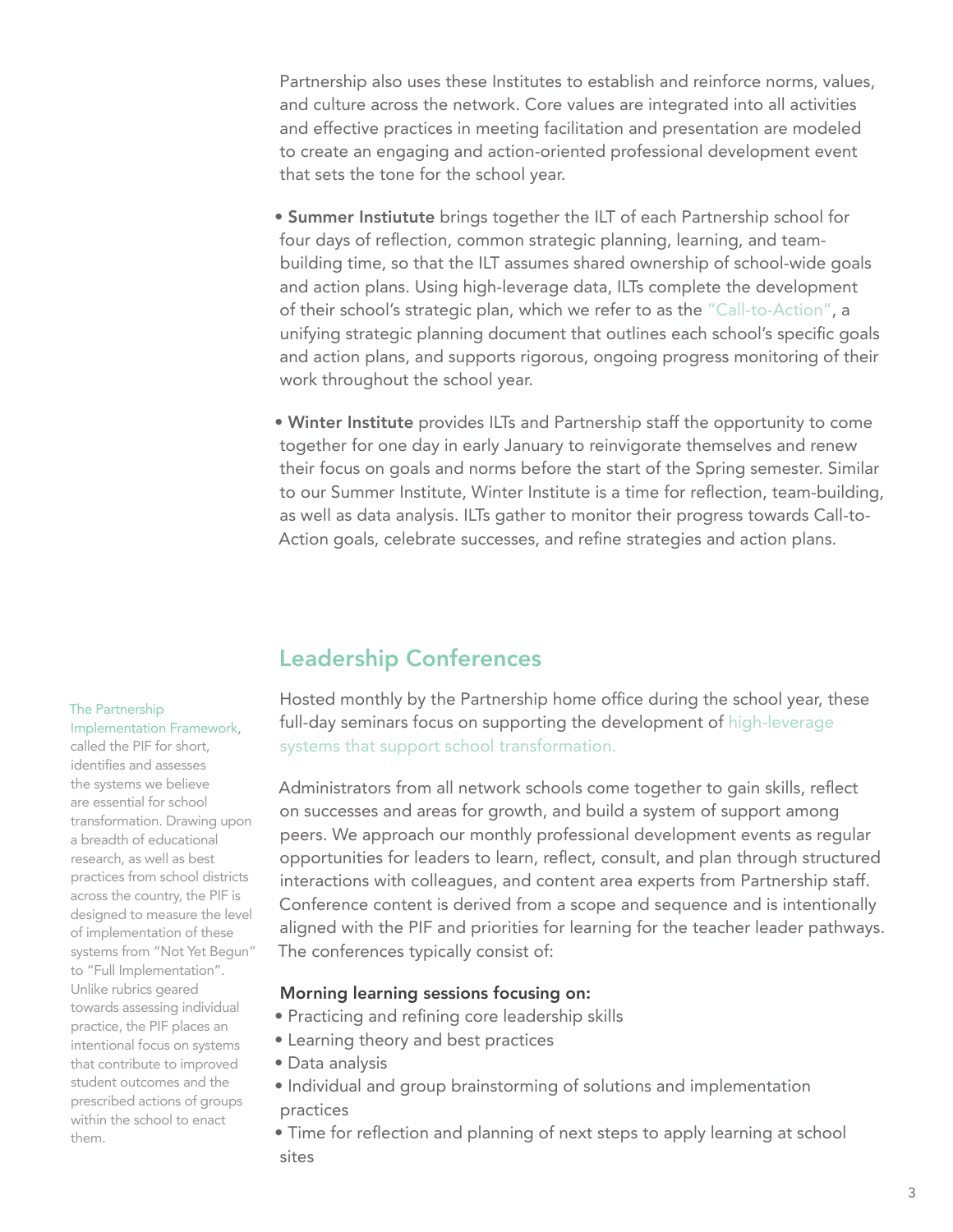Partnership also uses these Institutes to establish and reinforce norms, values, and culture across the network. Core values are integrated into all activities and effective practices in meeting facilitation and presentation are modeled to create an engaging and action-oriented professional development event that sets the tone for the school year.

- **Summer Instiutute** brings together the ILT of each Partnership school for four days of reflection, common strategic planning, learning, and team-building time, so that the ILT assumes shared ownership of school-wide goals and action plans. Using high-leverage data, ILTs complete the development of their school's strategic plan, which we refer to as the "Call-to-Action", a unifying strategic planning document that outlines each school's specific goals and action plans, and supports rigorous, ongoing progress monitoring of their work throughout the school year.

- **Winter Institute** provides ILTs and Partnership staff the opportunity to come together for one day in early January to reinvigorate themselves and renew their focus on goals and norms before the start of the Spring semester. Similar to our Summer Institute, Winter Institute is a time for reflection, team-building, as well as data analysis. ILTs gather to monitor their progress towards Call-to-Action goals, celebrate successes, and refine strategies and action plans.

## Leadership Conferences

Hosted monthly by the Partnership home office during the school year, these full-day seminars focus on supporting the development of high-leverage systems that support school transformation.

Administrators from all network schools come together to gain skills, reflect on successes and areas for growth, and build a system of support among peers. We approach our monthly professional development events as regular opportunities for leaders to learn, reflect, consult, and plan through structured interactions with colleagues, and content area experts from Partnership staff. Conference content is derived from a scope and sequence and is intentionally aligned with the PIF and priorities for learning for the teacher leader pathways. The conferences typically consist of:

**Morning learning sessions focusing on:**

- Practicing and refining core leadership skills
- Learning theory and best practices
- Data analysis
- Individual and group brainstorming of solutions and implementation practices
- Time for reflection and planning of next steps to apply learning at school sites

The Partnership Implementation Framework, called the PIF for short, identifies and assesses the systems we believe are essential for school transformation. Drawing upon a breadth of educational research, as well as best practices from school districts across the country, the PIF is designed to measure the level of implementation of these systems from "Not Yet Begun" to "Full Implementation". Unlike rubrics geared towards assessing individual practice, the PIF places an intentional focus on systems that contribute to improved student outcomes and the prescribed actions of groups within the school to enact them.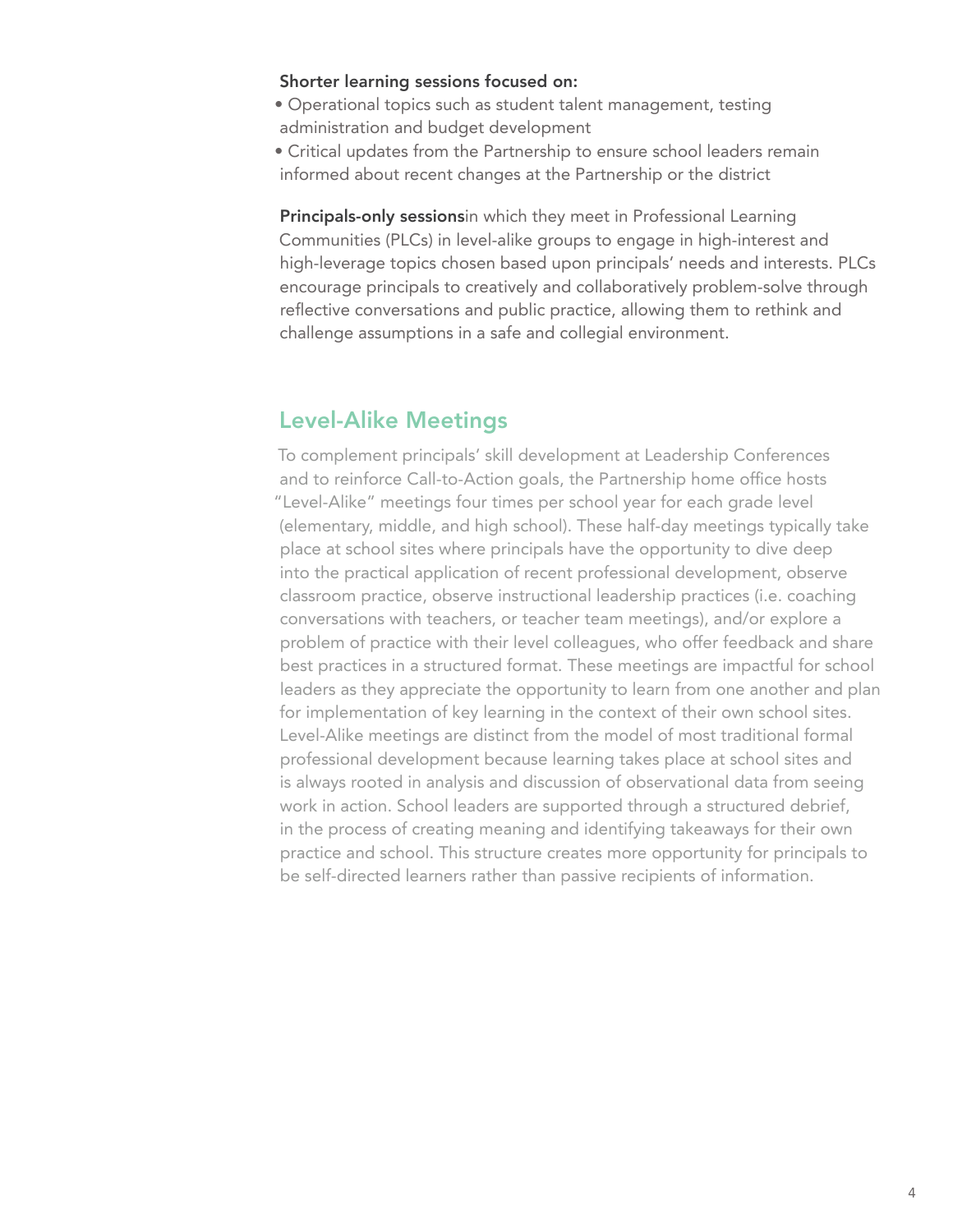**Shorter learning sessions focused on:**

- Operational topics such as student talent management, testing administration and budget development
- Critical updates from the Partnership to ensure school leaders remain informed about recent changes at the Partnership or the district

**Principals-only sessions**in which they meet in Professional Learning Communities (PLCs) in level-alike groups to engage in high-interest and high-leverage topics chosen based upon principals' needs and interests. PLCs encourage principals to creatively and collaboratively problem-solve through reflective conversations and public practice, allowing them to rethink and challenge assumptions in a safe and collegial environment.

## Level-Alike Meetings

To complement principals' skill development at Leadership Conferences and to reinforce Call-to-Action goals, the Partnership home office hosts "Level-Alike" meetings four times per school year for each grade level (elementary, middle, and high school). These half-day meetings typically take place at school sites where principals have the opportunity to dive deep into the practical application of recent professional development, observe classroom practice, observe instructional leadership practices (i.e. coaching conversations with teachers, or teacher team meetings), and/or explore a problem of practice with their level colleagues, who offer feedback and share best practices in a structured format. These meetings are impactful for school leaders as they appreciate the opportunity to learn from one another and plan for implementation of key learning in the context of their own school sites. Level-Alike meetings are distinct from the model of most traditional formal professional development because learning takes place at school sites and is always rooted in analysis and discussion of observational data from seeing work in action. School leaders are supported through a structured debrief, in the process of creating meaning and identifying takeaways for their own practice and school. This structure creates more opportunity for principals to be self-directed learners rather than passive recipients of information.